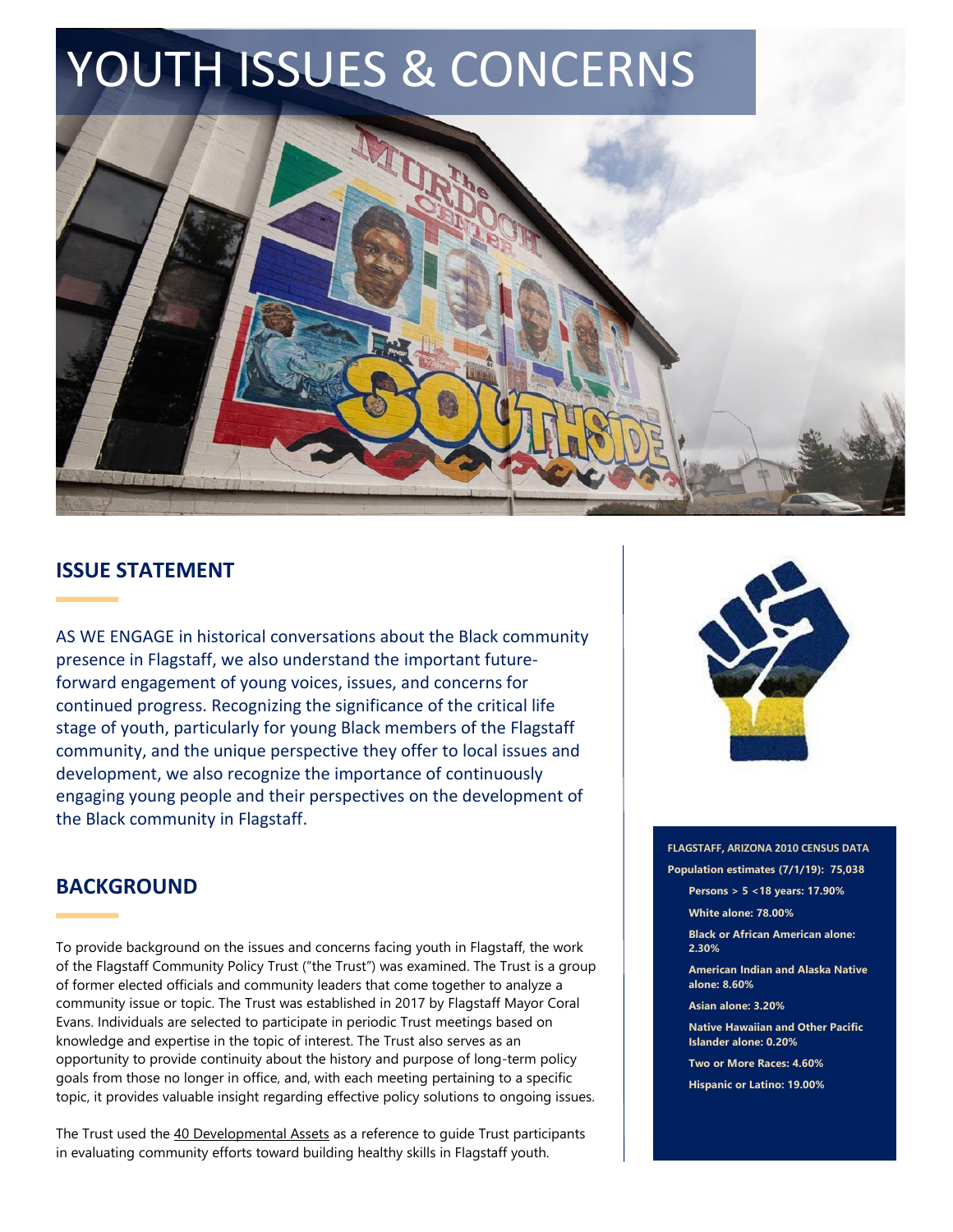# YOUTH ISSUES & CONCERNS

## ISSUE STATEMENT

AS WE ENGAGE in historical conversations about the Black community presence in Flagstaff, we also understand the important future-forward engagement of young voices, issues, and concerns for continued progress. Recognizing the significance of the critical life stage of youth, particularly for young Black members of the Flagstaff community, and the unique perspective they offer to local issues and development, we also recognize the importance of continuously engaging young people and their perspectives on the development of the Black community in Flagstaff.

## BACKGROUND

To provide background on the issues and concerns facing youth in Flagstaff, the work of the Flagstaff Community Policy Trust ("the Trust") was examined. The Trust is a group of former elected officials and community leaders that come together to analyze a community issue or topic. The Trust was established in 2017 by Flagstaff Mayor Coral Evans. Individuals are selected to participate in periodic Trust meetings based on knowledge and expertise in the topic of interest. The Trust also serves as an opportunity to provide continuity about the history and purpose of long-term policy goals from those no longer in office, and, with each meeting pertaining to a specific topic, it provides valuable insight regarding effective policy solutions to ongoing issues.

The Trust used the 40 Developmental Assets as a reference to guide Trust participants in evaluating community efforts toward building healthy skills in Flagstaff youth.

**FLAGSTAFF, ARIZONA 2010 CENSUS DATA**

**Population estimates (7/1/19): 75,038**

- **Persons > 5 <18 years: 17.90%**
- **White alone: 78.00%**
- **Black or African American alone: 2.30%**
- **American Indian and Alaska Native alone: 8.60%**
- **Asian alone: 3.20%**
- **Native Hawaiian and Other Pacific Islander alone: 0.20%**
- **Two or More Races: 4.60%**
- **Hispanic or Latino: 19.00%**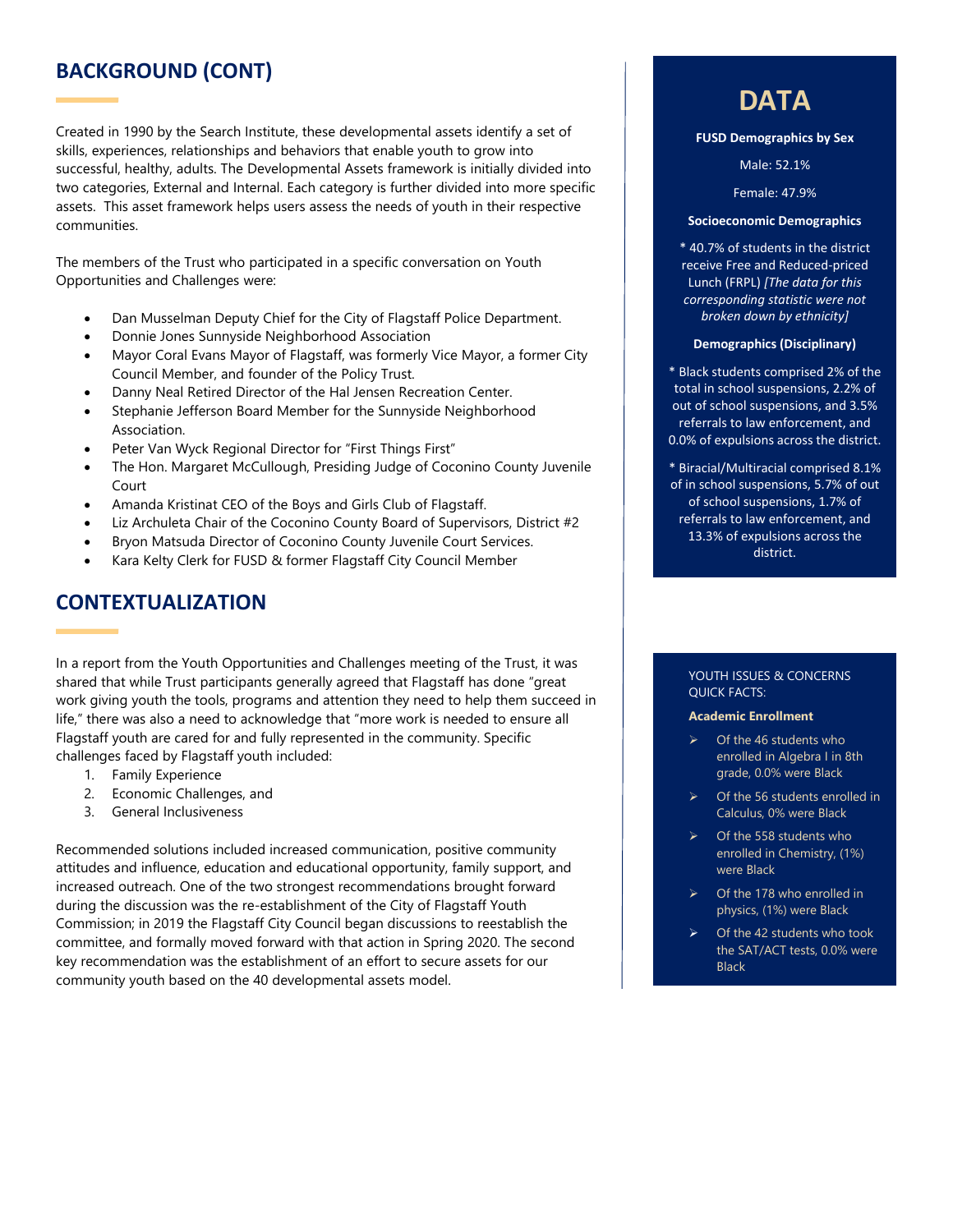## BACKGROUND (CONT)

Created in 1990 by the Search Institute, these developmental assets identify a set of skills, experiences, relationships and behaviors that enable youth to grow into successful, healthy, adults. The Developmental Assets framework is initially divided into two categories, External and Internal. Each category is further divided into more specific assets. This asset framework helps users assess the needs of youth in their respective communities.

The members of the Trust who participated in a specific conversation on Youth Opportunities and Challenges were:

- Dan Musselman Deputy Chief for the City of Flagstaff Police Department.
- Donnie Jones Sunnyside Neighborhood Association
- Mayor Coral Evans Mayor of Flagstaff, was formerly Vice Mayor, a former City Council Member, and founder of the Policy Trust.
- Danny Neal Retired Director of the Hal Jensen Recreation Center.
- Stephanie Jefferson Board Member for the Sunnyside Neighborhood Association.
- Peter Van Wyck Regional Director for "First Things First"
- The Hon. Margaret McCullough, Presiding Judge of Coconino County Juvenile Court
- Amanda Kristinat CEO of the Boys and Girls Club of Flagstaff.
- Liz Archuleta Chair of the Coconino County Board of Supervisors, District #2
- Bryon Matsuda Director of Coconino County Juvenile Court Services.
- Kara Kelty Clerk for FUSD & former Flagstaff City Council Member

## CONTEXTUALIZATION

In a report from the Youth Opportunities and Challenges meeting of the Trust, it was shared that while Trust participants generally agreed that Flagstaff has done "great work giving youth the tools, programs and attention they need to help them succeed in life," there was also a need to acknowledge that "more work is needed to ensure all Flagstaff youth are cared for and fully represented in the community. Specific challenges faced by Flagstaff youth included:

1. Family Experience
2. Economic Challenges, and
3. General Inclusiveness

Recommended solutions included increased communication, positive community attitudes and influence, education and educational opportunity, family support, and increased outreach. One of the two strongest recommendations brought forward during the discussion was the re-establishment of the City of Flagstaff Youth Commission; in 2019 the Flagstaff City Council began discussions to reestablish the committee, and formally moved forward with that action in Spring 2020. The second key recommendation was the establishment of an effort to secure assets for our community youth based on the 40 developmental assets model.

## DATA

**FUSD Demographics by Sex**

Male: 52.1%

Female: 47.9%

**Socioeconomic Demographics**

* 40.7% of students in the district receive Free and Reduced-priced Lunch (FRPL) *[The data for this corresponding statistic were not broken down by ethnicity]*

**Demographics (Disciplinary)**

* Black students comprised 2% of the total in school suspensions, 2.2% of out of school suspensions, and 3.5% referrals to law enforcement, and 0.0% of expulsions across the district.

* Biracial/Multiracial comprised 8.1% of in school suspensions, 5.7% of out of school suspensions, 1.7% of referrals to law enforcement, and 13.3% of expulsions across the district.

YOUTH ISSUES & CONCERNS QUICK FACTS:

**Academic Enrollment**

- Of the 46 students who enrolled in Algebra I in 8th grade, 0.0% were Black
- Of the 56 students enrolled in Calculus, 0% were Black
- Of the 558 students who enrolled in Chemistry, (1%) were Black
- Of the 178 who enrolled in physics, (1%) were Black
- Of the 42 students who took the SAT/ACT tests, 0.0% were Black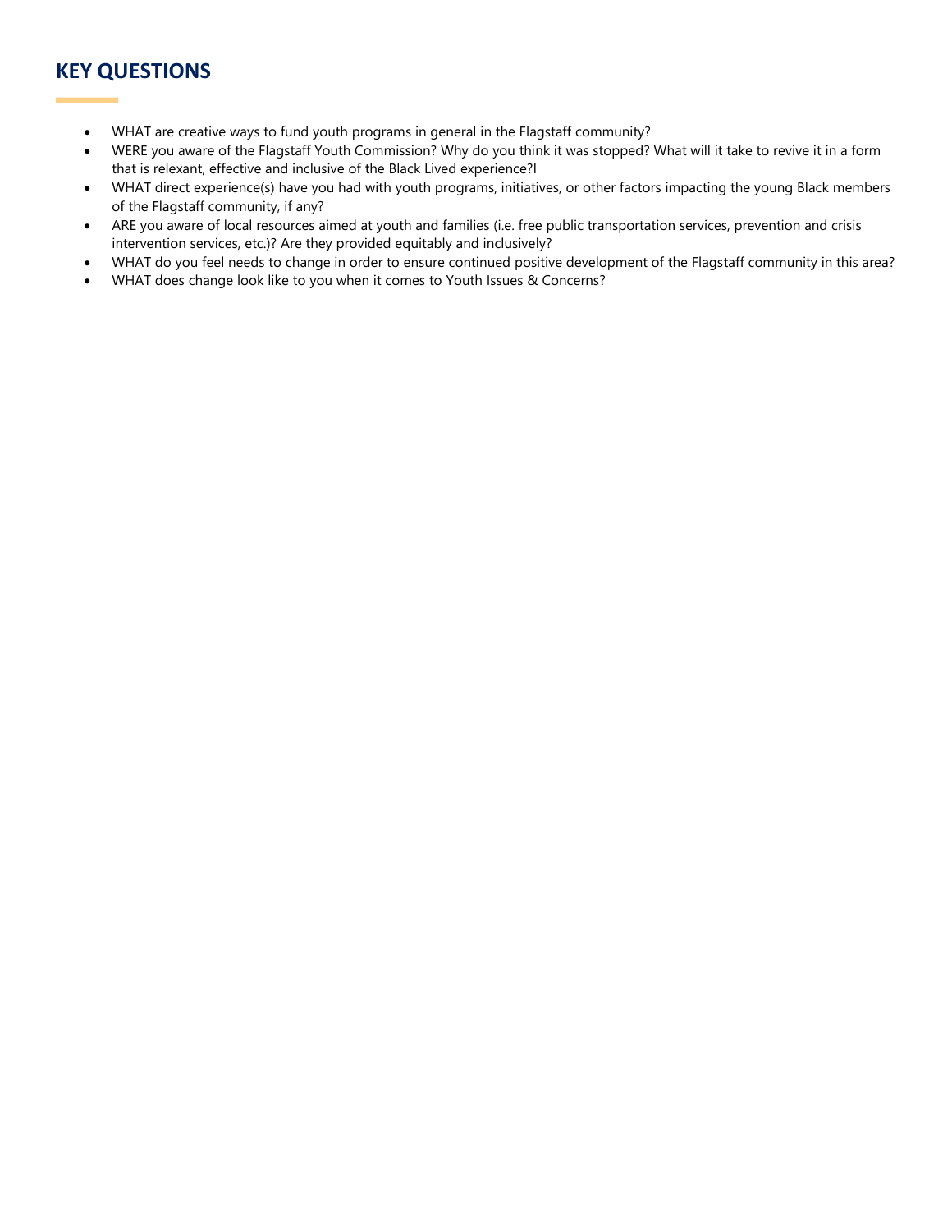## KEY QUESTIONS

- WHAT are creative ways to fund youth programs in general in the Flagstaff community?
- WERE you aware of the Flagstaff Youth Commission? Why do you think it was stopped? What will it take to revive it in a form that is relexant, effective and inclusive of the Black Lived experience?l
- WHAT direct experience(s) have you had with youth programs, initiatives, or other factors impacting the young Black members of the Flagstaff community, if any?
- ARE you aware of local resources aimed at youth and families (i.e. free public transportation services, prevention and crisis intervention services, etc.)? Are they provided equitably and inclusively?
- WHAT do you feel needs to change in order to ensure continued positive development of the Flagstaff community in this area?
- WHAT does change look like to you when it comes to Youth Issues & Concerns?